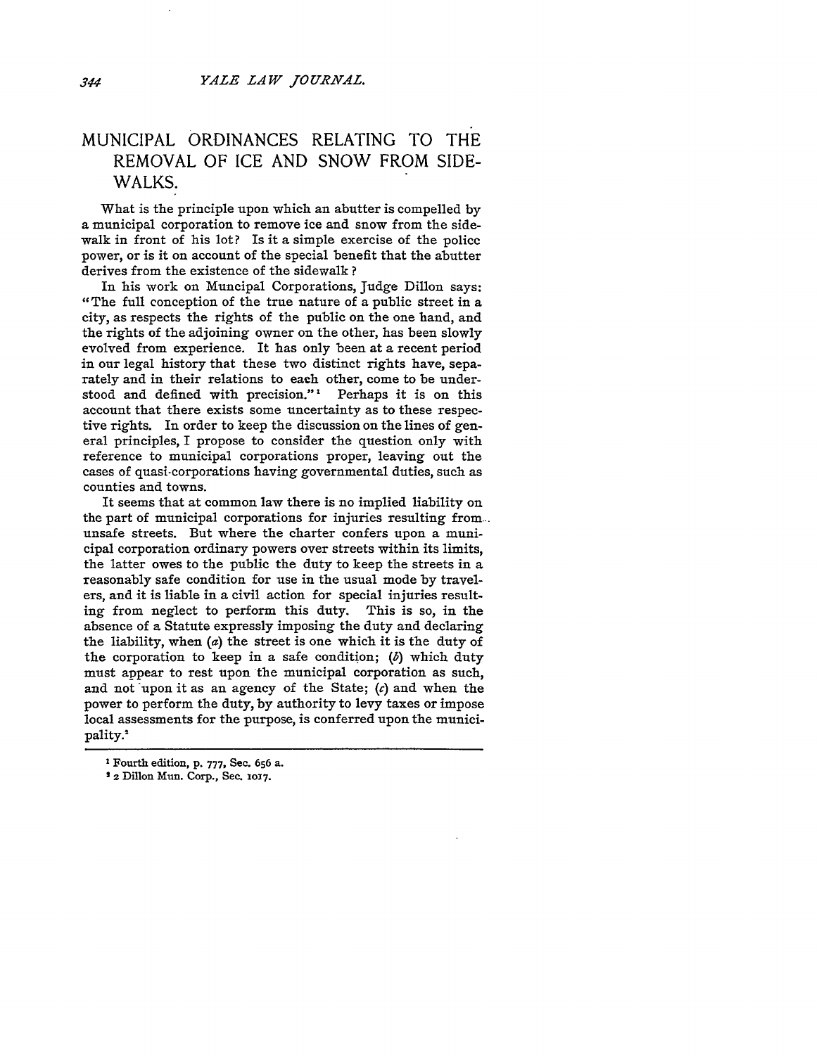# MUNICIPAL ORDINANCES RELATING TO THE REMOVAL OF ICE AND SNOW FROM SIDEWALKS.

What is the principle upon which an abutter is compelled by a municipal corporation to remove ice and snow from the sidewalk in front of his lot? Is it a simple exercise of the policc power, or is it on account of the special benefit that the abutter derives from the existence of the sidewalk?

In his work on Muncipal Corporations, Judge Dillon says: "The full conception of the true nature of a public street in a city, as respects the rights of the public on the one hand, and the rights of the adjoining owner on the other, has been slowly evolved from experience. It has only been at a recent period in our legal history that these two distinct rights have, separately and in their relations to each other, come to be understood and defined with precision."[1] Perhaps it is on this account that there exists some uncertainty as to these respective rights. In order to keep the discussion on the lines of general principles, I propose to consider the question only with reference to municipal corporations proper, leaving out the cases of quasi-corporations having governmental duties, such as counties and towns.

It seems that at common law there is no implied liability on the part of municipal corporations for injuries resulting from unsafe streets. But where the charter confers upon a municipal corporation ordinary powers over streets within its limits, the latter owes to the public the duty to keep the streets in a reasonably safe condition for use in the usual mode by travelers, and it is liable in a civil action for special injuries resulting from neglect to perform this duty. This is so, in the absence of a Statute expressly imposing the duty and declaring the liability, when (*a*) the street is one which it is the duty of the corporation to keep in a safe condition; (*b*) which duty must appear to rest upon the municipal corporation as such, and not upon it as an agency of the State; (*c*) and when the power to perform the duty, by authority to levy taxes or impose local assessments for the purpose, is conferred upon the municipality.[2]

---

[1] Fourth edition, p. 777, Sec. 656 a.

[2] 2 Dillon Mun. Corp., Sec. 1017.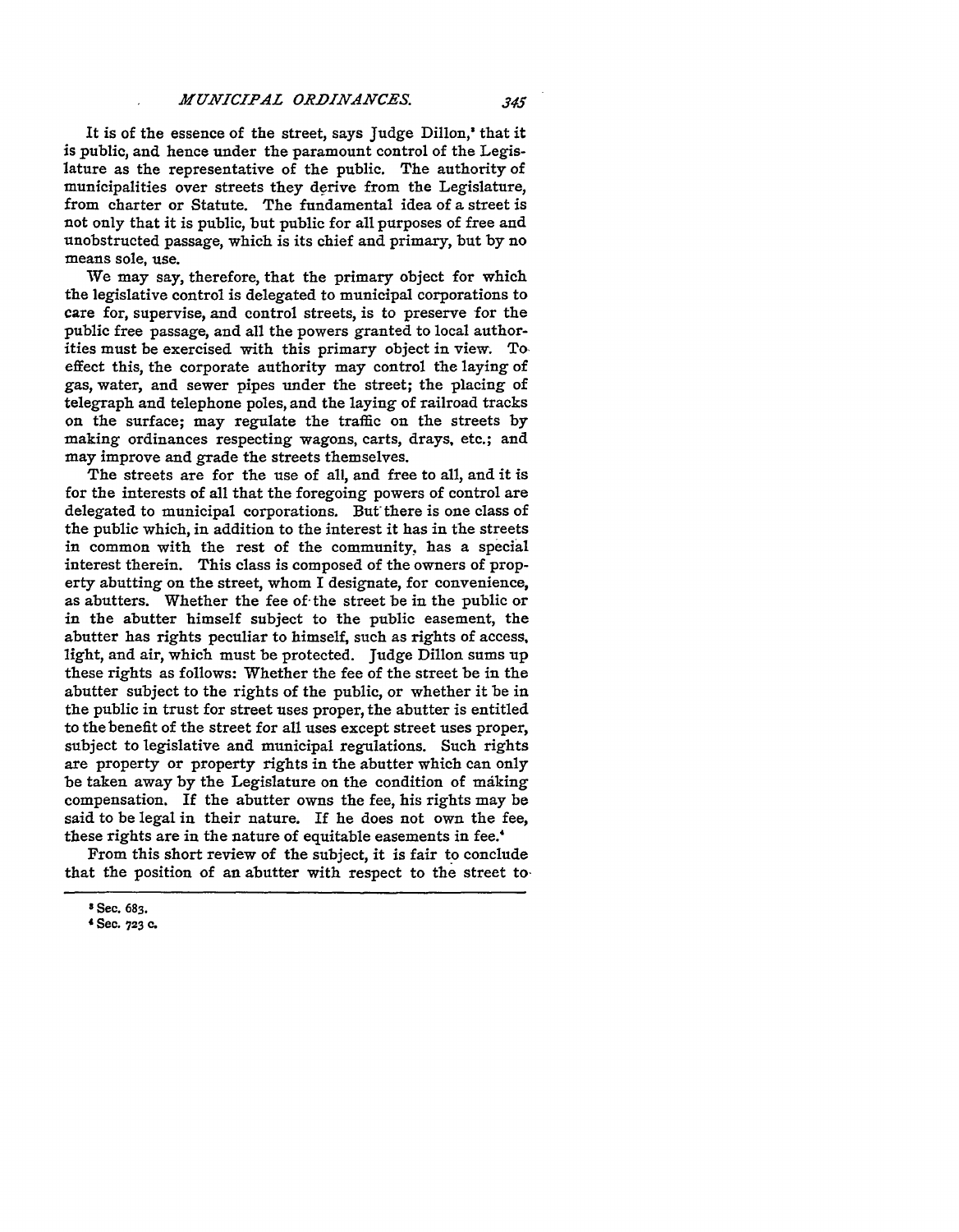It is of the essence of the street, says Judge Dillon,[3] that it is public, and hence under the paramount control of the Legislature as the representative of the public. The authority of municipalities over streets they derive from the Legislature, from charter or Statute. The fundamental idea of a street is not only that it is public, but public for all purposes of free and unobstructed passage, which is its chief and primary, but by no means sole, use.

We may say, therefore, that the primary object for which the legislative control is delegated to municipal corporations to care for, supervise, and control streets, is to preserve for the public free passage, and all the powers granted to local authorities must be exercised with this primary object in view. To effect this, the corporate authority may control the laying of gas, water, and sewer pipes under the street; the placing of telegraph and telephone poles, and the laying of railroad tracks on the surface; may regulate the traffic on the streets by making ordinances respecting wagons, carts, drays, etc.; and may improve and grade the streets themselves.

The streets are for the use of all, and free to all, and it is for the interests of all that the foregoing powers of control are delegated to municipal corporations. But there is one class of the public which, in addition to the interest it has in the streets in common with the rest of the community, has a special interest therein. This class is composed of the owners of property abutting on the street, whom I designate, for convenience, as abutters. Whether the fee of the street be in the public or in the abutter himself subject to the public easement, the abutter has rights peculiar to himself, such as rights of access, light, and air, which must be protected. Judge Dillon sums up these rights as follows: Whether the fee of the street be in the abutter subject to the rights of the public, or whether it be in the public in trust for street uses proper, the abutter is entitled to the benefit of the street for all uses except street uses proper, subject to legislative and municipal regulations. Such rights are property or property rights in the abutter which can only be taken away by the Legislature on the condition of making compensation. If the abutter owns the fee, his rights may be said to be legal in their nature. If he does not own the fee, these rights are in the nature of equitable easements in fee.[4]

From this short review of the subject, it is fair to conclude that the position of an abutter with respect to the street to

---

[3] Sec. 683.

[4] Sec. 723 c.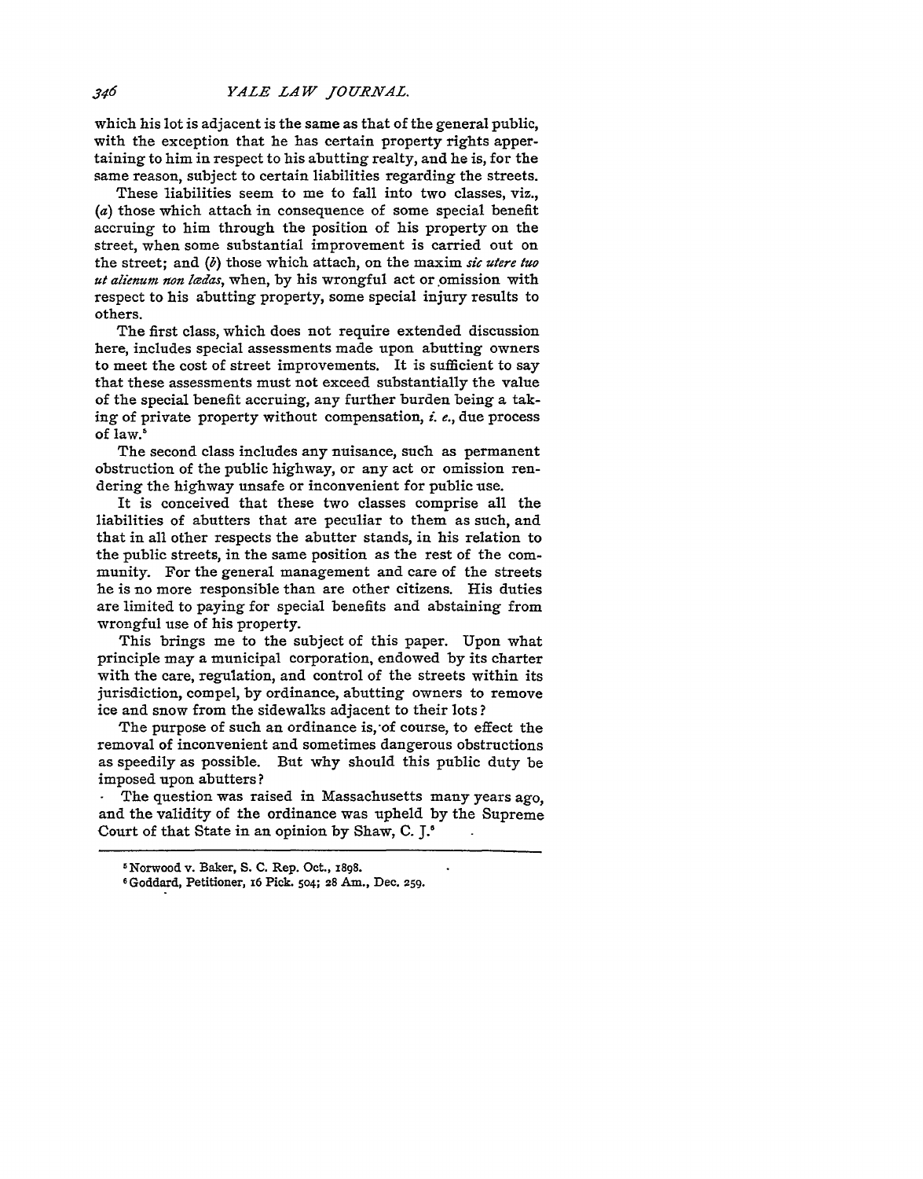which his lot is adjacent is the same as that of the general public, with the exception that he has certain property rights appertaining to him in respect to his abutting realty, and he is, for the same reason, subject to certain liabilities regarding the streets.

These liabilities seem to me to fall into two classes, viz., (*a*) those which attach in consequence of some special benefit accruing to him through the position of his property on the street, when some substantial improvement is carried out on the street; and (*b*) those which attach, on the maxim *sic utere tuo ut alienum non lædas*, when, by his wrongful act or omission with respect to his abutting property, some special injury results to others.

The first class, which does not require extended discussion here, includes special assessments made upon abutting owners to meet the cost of street improvements. It is sufficient to say that these assessments must not exceed substantially the value of the special benefit accruing, any further burden being a taking of private property without compensation, *i. e.*, due process of law.[5]

The second class includes any nuisance, such as permanent obstruction of the public highway, or any act or omission rendering the highway unsafe or inconvenient for public use.

It is conceived that these two classes comprise all the liabilities of abutters that are peculiar to them as such, and that in all other respects the abutter stands, in his relation to the public streets, in the same position as the rest of the community. For the general management and care of the streets he is no more responsible than are other citizens. His duties are limited to paying for special benefits and abstaining from wrongful use of his property.

This brings me to the subject of this paper. Upon what principle may a municipal corporation, endowed by its charter with the care, regulation, and control of the streets within its jurisdiction, compel, by ordinance, abutting owners to remove ice and snow from the sidewalks adjacent to their lots?

The purpose of such an ordinance is, of course, to effect the removal of inconvenient and sometimes dangerous obstructions as speedily as possible. But why should this public duty be imposed upon abutters?

The question was raised in Massachusetts many years ago, and the validity of the ordinance was upheld by the Supreme Court of that State in an opinion by Shaw, C. J.[6]

---

[5] Norwood v. Baker, S. C. Rep. Oct., 1898.

[6] Goddard, Petitioner, 16 Pick. 504; 28 Am., Dec. 259.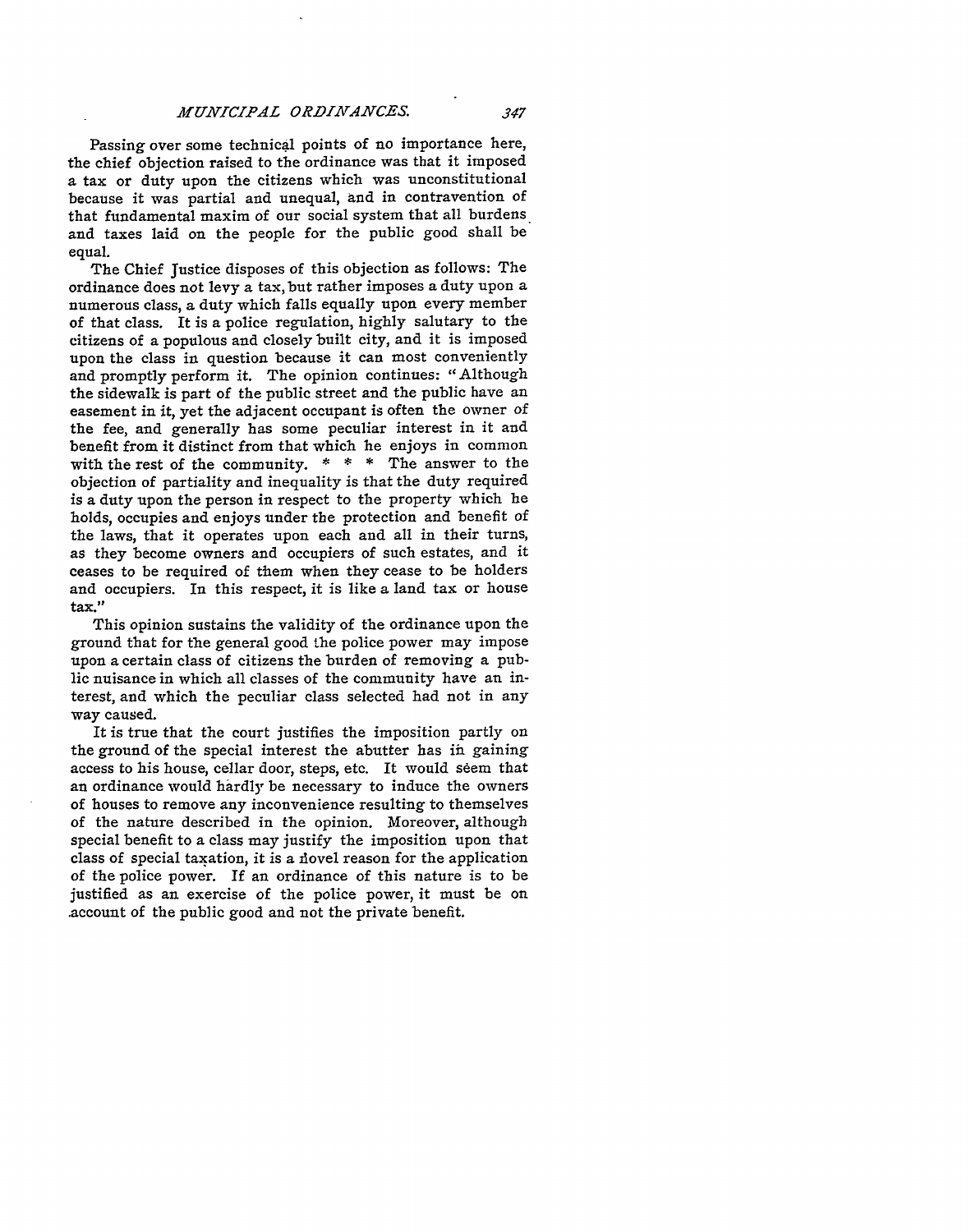Passing over some technical points of no importance here, the chief objection raised to the ordinance was that it imposed a tax or duty upon the citizens which was unconstitutional because it was partial and unequal, and in contravention of that fundamental maxim of our social system that all burdens and taxes laid on the people for the public good shall be equal.

The Chief Justice disposes of this objection as follows: The ordinance does not levy a tax, but rather imposes a duty upon a numerous class, a duty which falls equally upon every member of that class. It is a police regulation, highly salutary to the citizens of a populous and closely built city, and it is imposed upon the class in question because it can most conveniently and promptly perform it. The opinion continues: "Although the sidewalk is part of the public street and the public have an easement in it, yet the adjacent occupant is often the owner of the fee, and generally has some peculiar interest in it and benefit from it distinct from that which he enjoys in common with the rest of the community. * * * The answer to the objection of partiality and inequality is that the duty required is a duty upon the person in respect to the property which he holds, occupies and enjoys under the protection and benefit of the laws, that it operates upon each and all in their turns, as they become owners and occupiers of such estates, and it ceases to be required of them when they cease to be holders and occupiers. In this respect, it is like a land tax or house tax."

This opinion sustains the validity of the ordinance upon the ground that for the general good the police power may impose upon a certain class of citizens the burden of removing a public nuisance in which all classes of the community have an interest, and which the peculiar class selected had not in any way caused.

It is true that the court justifies the imposition partly on the ground of the special interest the abutter has in gaining access to his house, cellar door, steps, etc. It would seem that an ordinance would hardly be necessary to induce the owners of houses to remove any inconvenience resulting to themselves of the nature described in the opinion. Moreover, although special benefit to a class may justify the imposition upon that class of special taxation, it is a novel reason for the application of the police power. If an ordinance of this nature is to be justified as an exercise of the police power, it must be on account of the public good and not the private benefit.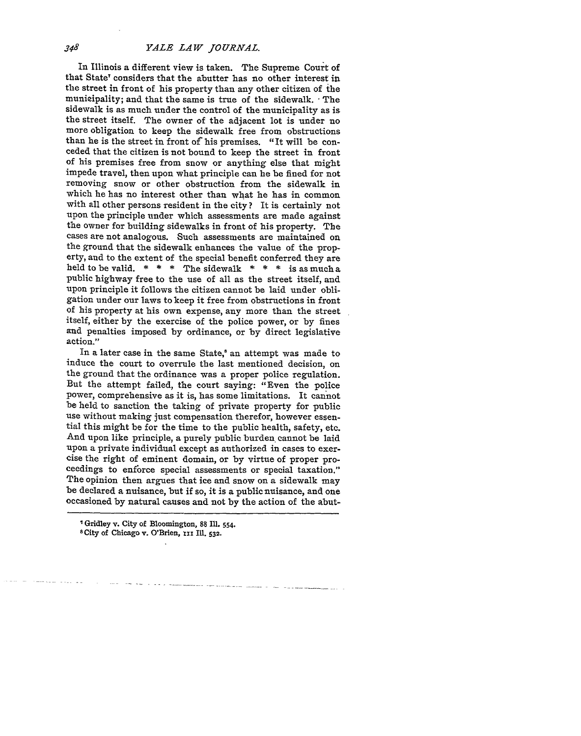In Illinois a different view is taken. The Supreme Court of that State[7] considers that the abutter has no other interest in the street in front of his property than any other citizen of the municipality; and that the same is true of the sidewalk. The sidewalk is as much under the control of the municipality as is the street itself. The owner of the adjacent lot is under no more obligation to keep the sidewalk free from obstructions than he is the street in front of his premises. "It will be conceded that the citizen is not bound to keep the street in front of his premises free from snow or anything else that might impede travel, then upon what principle can he be fined for not removing snow or other obstruction from the sidewalk in which he has no interest other than what he has in common with all other persons resident in the city? It is certainly not upon the principle under which assessments are made against the owner for building sidewalks in front of his property. The cases are not analogous. Such assessments are maintained on the ground that the sidewalk enhances the value of the property, and to the extent of the special benefit conferred they are held to be valid. * * * The sidewalk * * * is as much a public highway free to the use of all as the street itself, and upon principle it follows the citizen cannot be laid under obligation under our laws to keep it free from obstructions in front of his property at his own expense, any more than the street itself, either by the exercise of the police power, or by fines and penalties imposed by ordinance, or by direct legislative action."

In a later case in the same State,[8] an attempt was made to induce the court to overrule the last mentioned decision, on the ground that the ordinance was a proper police regulation. But the attempt failed, the court saying: "Even the police power, comprehensive as it is, has some limitations. It cannot be held to sanction the taking of private property for public use without making just compensation therefor, however essential this might be for the time to the public health, safety, etc. And upon like principle, a purely public burden cannot be laid upon a private individual except as authorized in cases to exercise the right of eminent domain, or by virtue of proper proceedings to enforce special assessments or special taxation." The opinion then argues that ice and snow on a sidewalk may be declared a nuisance, but if so, it is a public nuisance, and one occasioned by natural causes and not by the action of the abut-

---

[7] Gridley v. City of Bloomington, 88 Ill. 554.

[8] City of Chicago v. O'Brien, 111 Ill. 532.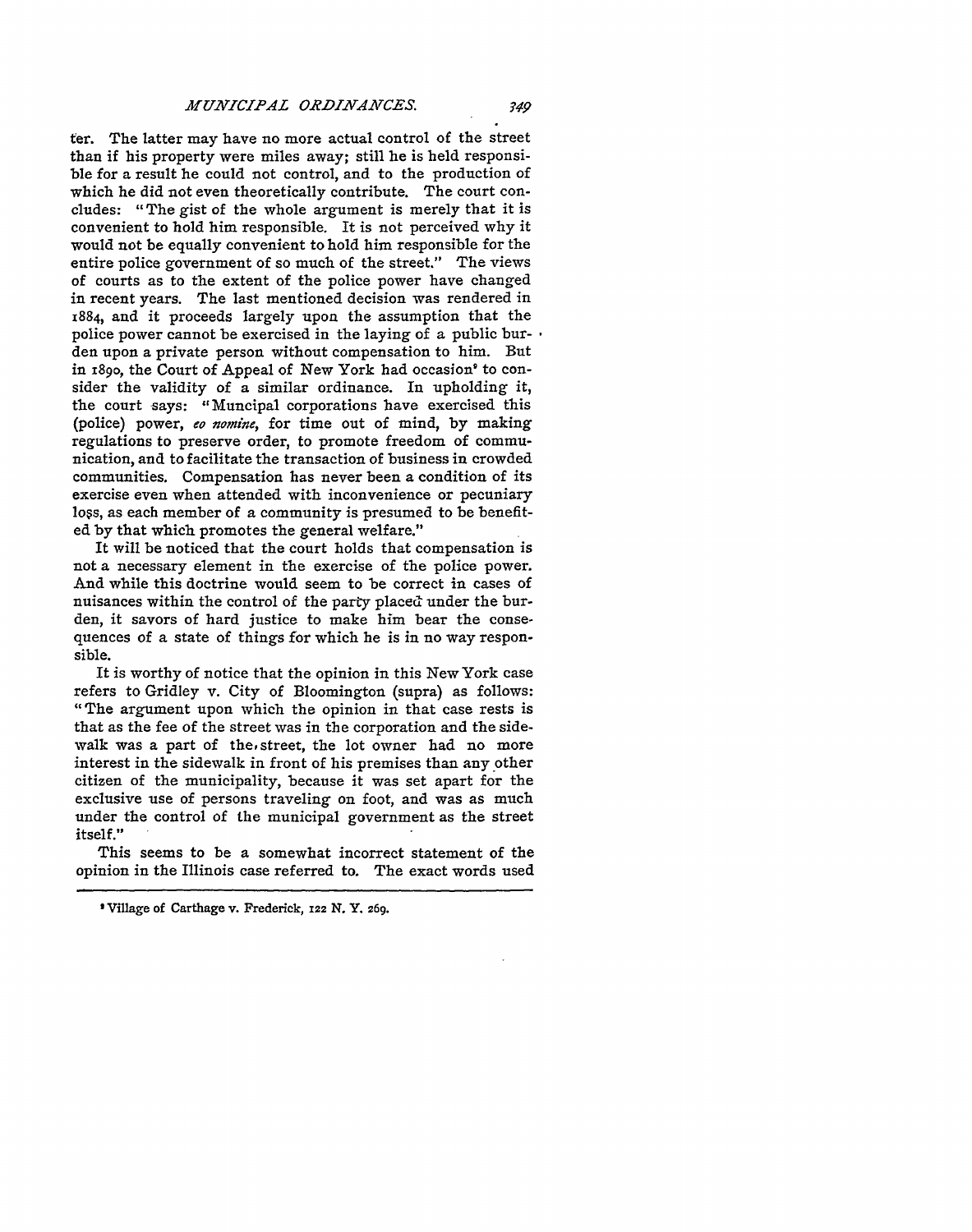ter. The latter may have no more actual control of the street than if his property were miles away; still he is held responsible for a result he could not control, and to the production of which he did not even theoretically contribute. The court concludes: "The gist of the whole argument is merely that it is convenient to hold him responsible. It is not perceived why it would not be equally convenient to hold him responsible for the entire police government of so much of the street." The views of courts as to the extent of the police power have changed in recent years. The last mentioned decision was rendered in 1884, and it proceeds largely upon the assumption that the police power cannot be exercised in the laying of a public burden upon a private person without compensation to him. But in 1890, the Court of Appeal of New York had occasion[9] to consider the validity of a similar ordinance. In upholding it, the court says: "Muncipal corporations have exercised this (police) power, *eo nomine*, for time out of mind, by making regulations to preserve order, to promote freedom of communication, and to facilitate the transaction of business in crowded communities. Compensation has never been a condition of its exercise even when attended with inconvenience or pecuniary loss, as each member of a community is presumed to be benefited by that which promotes the general welfare."

It will be noticed that the court holds that compensation is not a necessary element in the exercise of the police power. And while this doctrine would seem to be correct in cases of nuisances within the control of the party placed under the burden, it savors of hard justice to make him bear the consequences of a state of things for which he is in no way responsible.

It is worthy of notice that the opinion in this New York case refers to Gridley v. City of Bloomington (supra) as follows: "The argument upon which the opinion in that case rests is that as the fee of the street was in the corporation and the sidewalk was a part of the street, the lot owner had no more interest in the sidewalk in front of his premises than any other citizen of the municipality, because it was set apart for the exclusive use of persons traveling on foot, and was as much under the control of the municipal government as the street itself."

This seems to be a somewhat incorrect statement of the opinion in the Illinois case referred to. The exact words used

---

[9] Village of Carthage v. Frederick, 122 N. Y. 269.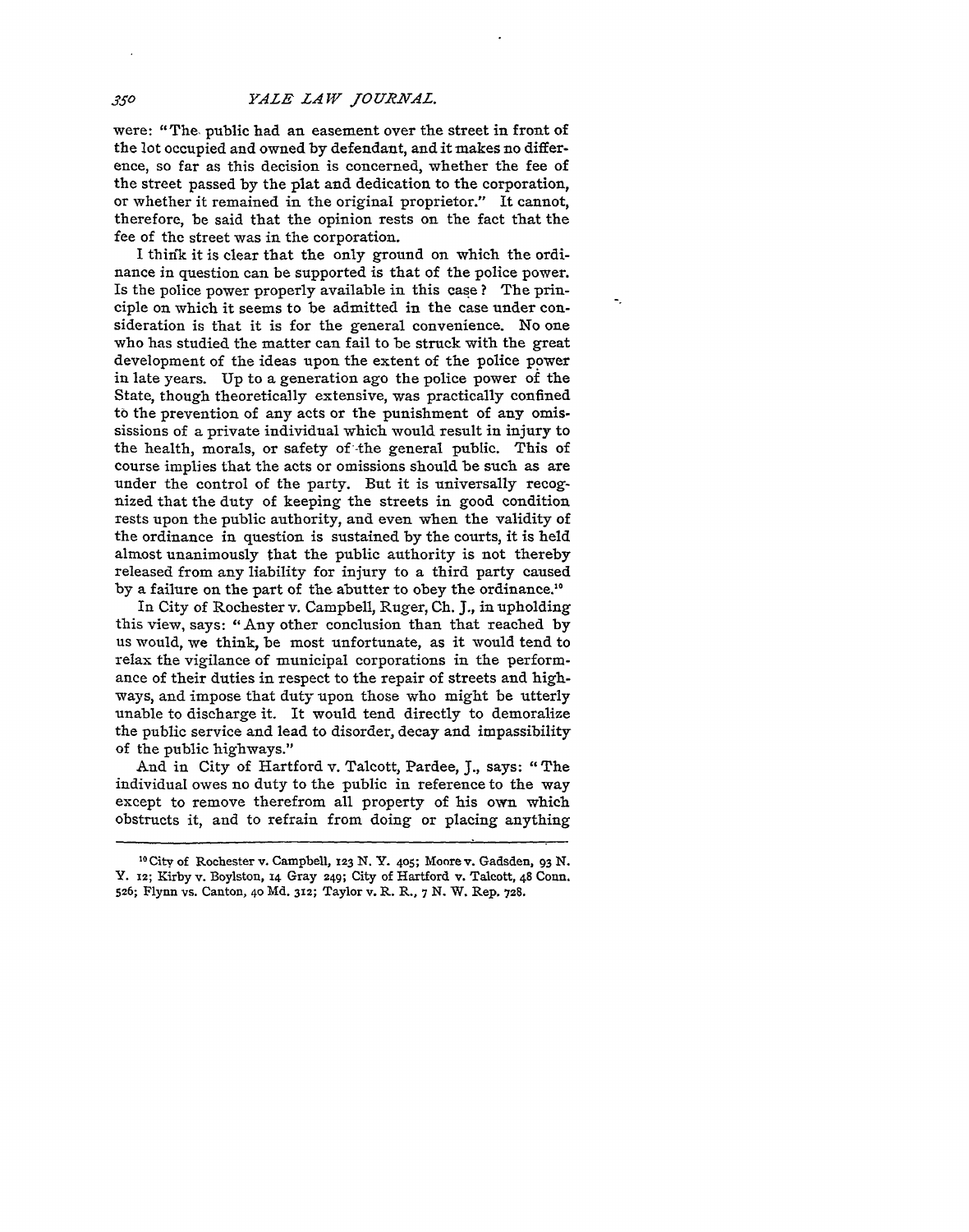were: "The public had an easement over the street in front of the lot occupied and owned by defendant, and it makes no difference, so far as this decision is concerned, whether the fee of the street passed by the plat and dedication to the corporation, or whether it remained in the original proprietor." It cannot, therefore, be said that the opinion rests on the fact that the fee of the street was in the corporation.

I think it is clear that the only ground on which the ordinance in question can be supported is that of the police power. Is the police power properly available in this case? The principle on which it seems to be admitted in the case under consideration is that it is for the general convenience. No one who has studied the matter can fail to be struck with the great development of the ideas upon the extent of the police power in late years. Up to a generation ago the police power of the State, though theoretically extensive, was practically confined to the prevention of any acts or the punishment of any omissions of a private individual which would result in injury to the health, morals, or safety of the general public. This of course implies that the acts or omissions should be such as are under the control of the party. But it is universally recognized that the duty of keeping the streets in good condition rests upon the public authority, and even when the validity of the ordinance in question is sustained by the courts, it is held almost unanimously that the public authority is not thereby released from any liability for injury to a third party caused by a failure on the part of the abutter to obey the ordinance.[10]

In City of Rochester v. Campbell, Ruger, Ch. J., in upholding this view, says: "Any other conclusion than that reached by us would, we think, be most unfortunate, as it would tend to relax the vigilance of municipal corporations in the performance of their duties in respect to the repair of streets and highways, and impose that duty upon those who might be utterly unable to discharge it. It would tend directly to demoralize the public service and lead to disorder, decay and impassibility of the public highways."

And in City of Hartford v. Talcott, Pardee, J., says: "The individual owes no duty to the public in reference to the way except to remove therefrom all property of his own which obstructs it, and to refrain from doing or placing anything

---

[10] City of Rochester v. Campbell, 123 N. Y. 405; Moore v. Gadsden, 93 N. Y. 12; Kirby v. Boylston, 14 Gray 249; City of Hartford v. Talcott, 48 Conn. 526; Flynn vs. Canton, 40 Md. 312; Taylor v. R. R., 7 N. W. Rep. 728.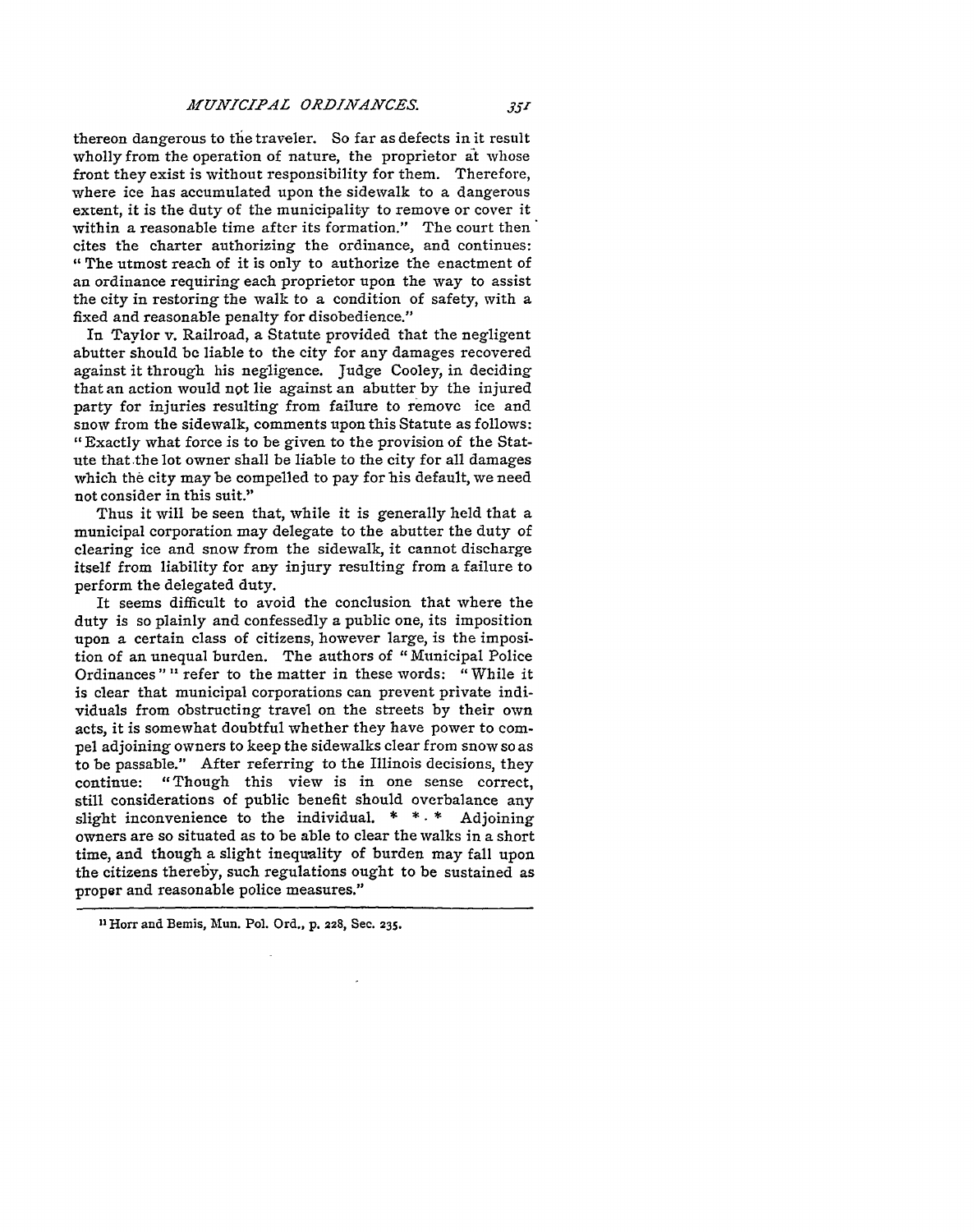thereon dangerous to the traveler. So far as defects in it result wholly from the operation of nature, the proprietor at whose front they exist is without responsibility for them. Therefore, where ice has accumulated upon the sidewalk to a dangerous extent, it is the duty of the municipality to remove or cover it within a reasonable time after its formation." The court then cites the charter authorizing the ordinance, and continues: "The utmost reach of it is only to authorize the enactment of an ordinance requiring each proprietor upon the way to assist the city in restoring the walk to a condition of safety, with a fixed and reasonable penalty for disobedience."

In Taylor v. Railroad, a Statute provided that the negligent abutter should be liable to the city for any damages recovered against it through his negligence. Judge Cooley, in deciding that an action would not lie against an abutter by the injured party for injuries resulting from failure to remove ice and snow from the sidewalk, comments upon this Statute as follows: "Exactly what force is to be given to the provision of the Statute that the lot owner shall be liable to the city for all damages which the city may be compelled to pay for his default, we need not consider in this suit."

Thus it will be seen that, while it is generally held that a municipal corporation may delegate to the abutter the duty of clearing ice and snow from the sidewalk, it cannot discharge itself from liability for any injury resulting from a failure to perform the delegated duty.

It seems difficult to avoid the conclusion that where the duty is so plainly and confessedly a public one, its imposition upon a certain class of citizens, however large, is the imposition of an unequal burden. The authors of "Municipal Police Ordinances"[11] refer to the matter in these words: "While it is clear that municipal corporations can prevent private individuals from obstructing travel on the streets by their own acts, it is somewhat doubtful whether they have power to compel adjoining owners to keep the sidewalks clear from snow so as to be passable." After referring to the Illinois decisions, they continue: "Though this view is in one sense correct, still considerations of public benefit should overbalance any slight inconvenience to the individual. * * * Adjoining owners are so situated as to be able to clear the walks in a short time, and though a slight inequality of burden may fall upon the citizens thereby, such regulations ought to be sustained as proper and reasonable police measures."

---

[11] Horr and Bemis, Mun. Pol. Ord., p. 228, Sec. 235.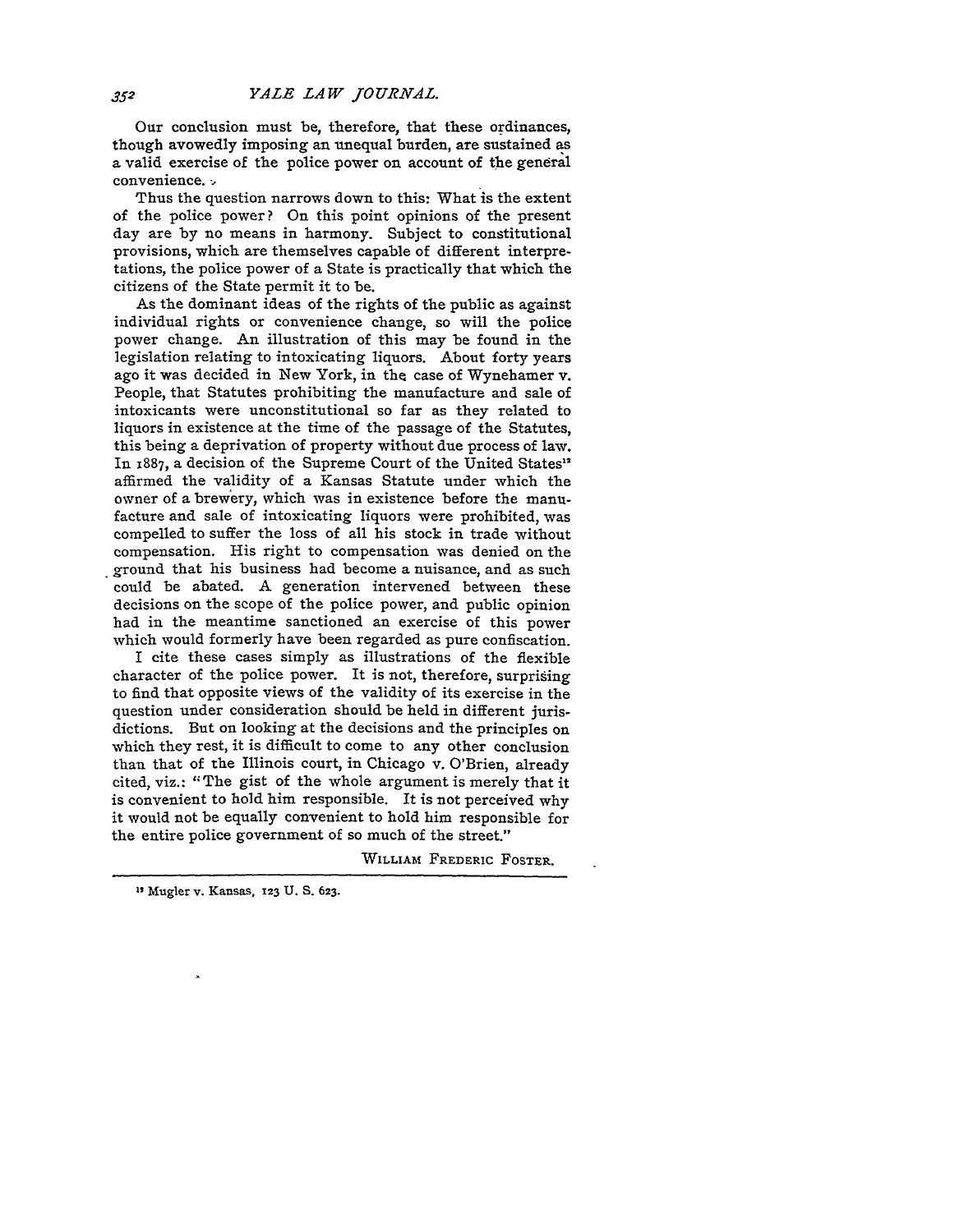Our conclusion must be, therefore, that these ordinances, though avowedly imposing an unequal burden, are sustained as a valid exercise of the police power on account of the general convenience.

Thus the question narrows down to this: What is the extent of the police power? On this point opinions of the present day are by no means in harmony. Subject to constitutional provisions, which are themselves capable of different interpretations, the police power of a State is practically that which the citizens of the State permit it to be.

As the dominant ideas of the rights of the public as against individual rights or convenience change, so will the police power change. An illustration of this may be found in the legislation relating to intoxicating liquors. About forty years ago it was decided in New York, in the case of Wynehamer v. People, that Statutes prohibiting the manufacture and sale of intoxicants were unconstitutional so far as they related to liquors in existence at the time of the passage of the Statutes, this being a deprivation of property without due process of law. In 1887, a decision of the Supreme Court of the United States[13] affirmed the validity of a Kansas Statute under which the owner of a brewery, which was in existence before the manufacture and sale of intoxicating liquors were prohibited, was compelled to suffer the loss of all his stock in trade without compensation. His right to compensation was denied on the ground that his business had become a nuisance, and as such could be abated. A generation intervened between these decisions on the scope of the police power, and public opinion had in the meantime sanctioned an exercise of this power which would formerly have been regarded as pure confiscation.

I cite these cases simply as illustrations of the flexible character of the police power. It is not, therefore, surprising to find that opposite views of the validity of its exercise in the question under consideration should be held in different jurisdictions. But on looking at the decisions and the principles on which they rest, it is difficult to come to any other conclusion than that of the Illinois court, in Chicago v. O'Brien, already cited, viz.: "The gist of the whole argument is merely that it is convenient to hold him responsible. It is not perceived why it would not be equally convenient to hold him responsible for the entire police government of so much of the street."

William Frederic Foster.

---

[13] Mugler v. Kansas, 123 U. S. 623.